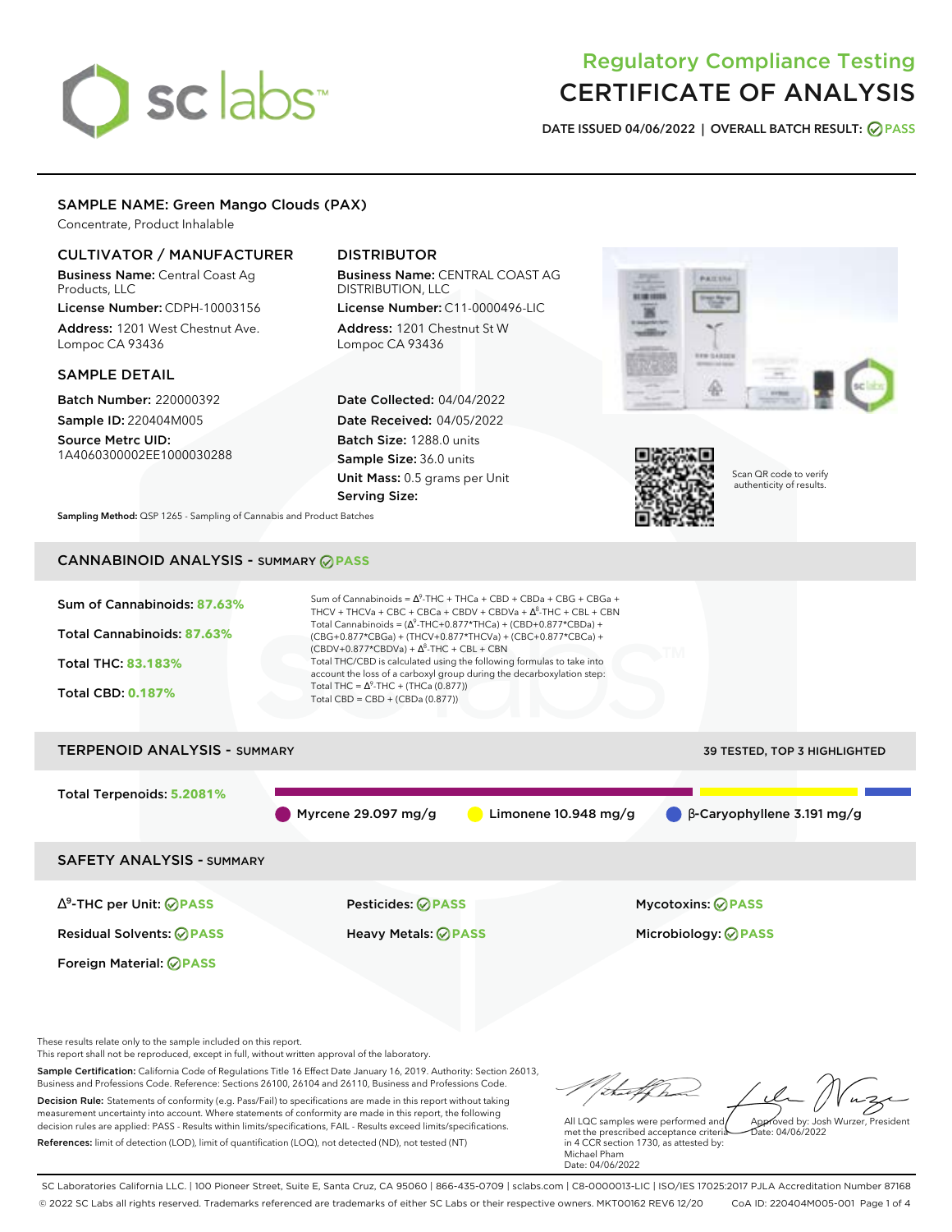# Regulatory Compliance Testing
# CERTIFICATE OF ANALYSIS

**DATE ISSUED 04/06/2022 | OVERALL BATCH RESULT: PASS**

## SAMPLE NAME: Green Mango Clouds (PAX)

Concentrate, Product Inhalable

### CULTIVATOR / MANUFACTURER

**Business Name:** Central Coast Ag Products, LLC

**License Number:** CDPH-10003156

**Address:** 1201 West Chestnut Ave. Lompoc CA 93436

### DISTRIBUTOR

**Business Name:** CENTRAL COAST AG DISTRIBUTION, LLC

**License Number:** C11-0000496-LIC

**Address:** 1201 Chestnut St W Lompoc CA 93436

### SAMPLE DETAIL

**Batch Number:** 220000392

**Sample ID:** 220404M005

**Source Metrc UID:** 1A4060300002EE1000030288

**Date Collected:** 04/04/2022

**Date Received:** 04/05/2022

**Batch Size:** 1288.0 units

**Sample Size:** 36.0 units

**Unit Mass:** 0.5 grams per Unit

**Serving Size:**

Scan QR code to verify authenticity of results.

**Sampling Method:** QSP 1265 - Sampling of Cannabis and Product Batches

## CANNABINOID ANALYSIS - SUMMARY PASS

**Sum of Cannabinoids: 87.63%**

**Total Cannabinoids: 87.63%**

**Total THC: 83.183%**

**Total CBD: 0.187%**

Sum of Cannabinoids = $\Delta^9$-THC + THCa + CBD + CBDa + CBG + CBGa + THCV + THCVa + CBC + CBCa + CBDV + CBDVa + $\Delta^8$-THC + CBL + CBN

Total Cannabinoids = ($\Delta^9$-THC+0.877*THCa) + (CBD+0.877*CBDa) + (CBG+0.877*CBGa) + (THCV+0.877*THCVa) + (CBC+0.877*CBCa) + (CBDV+0.877*CBDVa) + $\Delta^8$-THC + CBL + CBN

Total THC/CBD is calculated using the following formulas to take into account the loss of a carboxyl group during the decarboxylation step:

Total THC = $\Delta^9$-THC + (THCa (0.877))

Total CBD = CBD + (CBDa (0.877))

## TERPENOID ANALYSIS - SUMMARY

39 TESTED, TOP 3 HIGHLIGHTED

**Total Terpenoids: 5.2081%**

Myrcene 29.097 mg/g | Limonene 10.948 mg/g | β-Caryophyllene 3.191 mg/g

## SAFETY ANALYSIS - SUMMARY

| | | |
|---|---|---|
| $\Delta^9$-THC per Unit: PASS | Pesticides: PASS | Mycotoxins: PASS |
| Residual Solvents: PASS | Heavy Metals: PASS | Microbiology: PASS |
| Foreign Material: PASS | | |

These results relate only to the sample included on this report.
This report shall not be reproduced, except in full, without written approval of the laboratory.

**Sample Certification:** California Code of Regulations Title 16 Effect Date January 16, 2019. Authority: Section 26013, Business and Professions Code. Reference: Sections 26100, 26104 and 26110, Business and Professions Code.

**Decision Rule:** Statements of conformity (e.g. Pass/Fail) to specifications are made in this report without taking measurement uncertainty into account. Where statements of conformity are made in this report, the following decision rules are applied: PASS - Results within limits/specifications, FAIL - Results exceed limits/specifications.

**References:** limit of detection (LOD), limit of quantification (LOQ), not detected (ND), not tested (NT)

All LQC samples were performed and met the prescribed acceptance criteria in 4 CCR section 1730, as attested by: Michael Pham
Date: 04/06/2022

Approved by: Josh Wurzer, President
Date: 04/06/2022

SC Laboratories California LLC. | 100 Pioneer Street, Suite E, Santa Cruz, CA 95060 | 866-435-0709 | sclabs.com | C8-0000013-LIC | ISO/IES 17025:2017 PJLA Accreditation Number 87168
© 2022 SC Labs all rights reserved. Trademarks referenced are trademarks of either SC Labs or their respective owners. MKT00162 REV6 12/20 CoA ID: 220404M005-001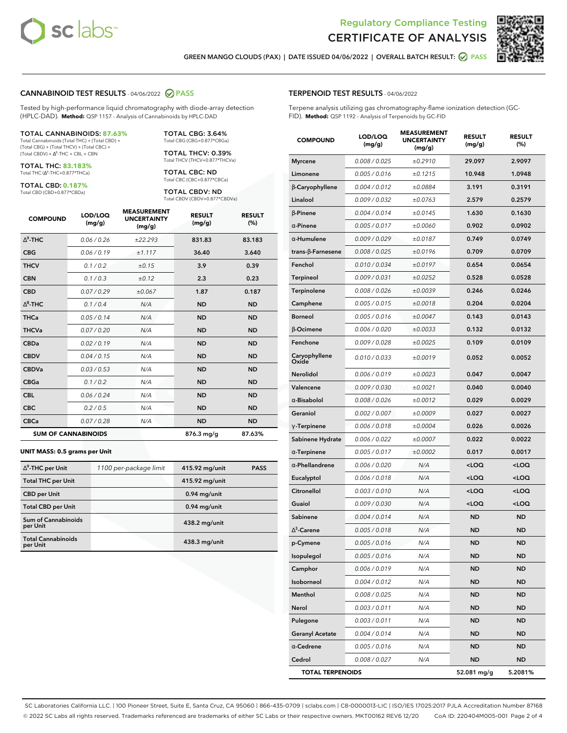# Regulatory Compliance Testing
# CERTIFICATE OF ANALYSIS

GREEN MANGO CLOUDS (PAX) | DATE ISSUED 04/06/2022 | OVERALL BATCH RESULT: PASS

## CANNABINOID TEST RESULTS - 04/06/2022 PASS

Tested by high-performance liquid chromatography with diode-array detection (HPLC-DAD). **Method:** QSP 1157 - Analysis of Cannabinoids by HPLC-DAD

**TOTAL CANNABINOIDS: 87.63%**
Total Cannabinoids (Total THC) + (Total CBD) + (Total CBG) + (Total THCV) + (Total CBC) + (Total CBDV) + $\Delta^8$-THC + CBL + CBN

**TOTAL THC: 83.183%**
Total THC ($\Delta^9$-THC+0.877*THCa)

**TOTAL CBD: 0.187%**
Total CBD (CBD+0.877*CBDa)

**TOTAL CBG: 3.64%**
Total CBG (CBG+0.877*CBGa)

**TOTAL THCV: 0.39%**
Total THCV (THCV+0.877*THCVa)

**TOTAL CBC: ND**
Total CBC (CBC+0.877*CBCa)

**TOTAL CBDV: ND**
Total CBDV (CBDV+0.877*CBDVa)

| COMPOUND | LOD/LOQ (mg/g) | MEASUREMENT UNCERTAINTY (mg/g) | RESULT (mg/g) | RESULT (%) |
|---|---|---|---|---|
| $\Delta^9$-THC | 0.06 / 0.26 | ±22.293 | 831.83 | 83.183 |
| CBG | 0.06 / 0.19 | ±1.117 | 36.40 | 3.640 |
| THCV | 0.1 / 0.2 | ±0.15 | 3.9 | 0.39 |
| CBN | 0.1 / 0.3 | ±0.12 | 2.3 | 0.23 |
| CBD | 0.07 / 0.29 | ±0.067 | 1.87 | 0.187 |
| $\Delta^8$-THC | 0.1 / 0.4 | N/A | ND | ND |
| THCa | 0.05 / 0.14 | N/A | ND | ND |
| THCVa | 0.07 / 0.20 | N/A | ND | ND |
| CBDa | 0.02 / 0.19 | N/A | ND | ND |
| CBDV | 0.04 / 0.15 | N/A | ND | ND |
| CBDVa | 0.03 / 0.53 | N/A | ND | ND |
| CBGa | 0.1 / 0.2 | N/A | ND | ND |
| CBL | 0.06 / 0.24 | N/A | ND | ND |
| CBC | 0.2 / 0.5 | N/A | ND | ND |
| CBCa | 0.07 / 0.28 | N/A | ND | ND |
| **SUM OF CANNABINOIDS** | | | 876.3 mg/g | 87.63% |

**UNIT MASS: 0.5 grams per Unit**

| | | | |
|---|---|---|---|
| $\Delta^9$-THC per Unit | 1100 per-package limit | 415.92 mg/unit | PASS |
| Total THC per Unit | | 415.92 mg/unit | |
| CBD per Unit | | 0.94 mg/unit | |
| Total CBD per Unit | | 0.94 mg/unit | |
| Sum of Cannabinoids per Unit | | 438.2 mg/unit | |
| Total Cannabinoids per Unit | | 438.3 mg/unit | |

## TERPENOID TEST RESULTS - 04/06/2022

Terpene analysis utilizing gas chromatography-flame ionization detection (GC-FID). **Method:** QSP 1192 - Analysis of Terpenoids by GC-FID

| COMPOUND | LOD/LOQ (mg/g) | MEASUREMENT UNCERTAINTY (mg/g) | RESULT (mg/g) | RESULT (%) |
|---|---|---|---|---|
| Myrcene | 0.008 / 0.025 | ±0.2910 | 29.097 | 2.9097 |
| Limonene | 0.005 / 0.016 | ±0.1215 | 10.948 | 1.0948 |
| β-Caryophyllene | 0.004 / 0.012 | ±0.0884 | 3.191 | 0.3191 |
| Linalool | 0.009 / 0.032 | ±0.0763 | 2.579 | 0.2579 |
| β-Pinene | 0.004 / 0.014 | ±0.0145 | 1.630 | 0.1630 |
| α-Pinene | 0.005 / 0.017 | ±0.0060 | 0.902 | 0.0902 |
| α-Humulene | 0.009 / 0.029 | ±0.0187 | 0.749 | 0.0749 |
| trans-β-Farnesene | 0.008 / 0.025 | ±0.0196 | 0.709 | 0.0709 |
| Fenchol | 0.010 / 0.034 | ±0.0197 | 0.654 | 0.0654 |
| Terpineol | 0.009 / 0.031 | ±0.0252 | 0.528 | 0.0528 |
| Terpinolene | 0.008 / 0.026 | ±0.0039 | 0.246 | 0.0246 |
| Camphene | 0.005 / 0.015 | ±0.0018 | 0.204 | 0.0204 |
| Borneol | 0.005 / 0.016 | ±0.0047 | 0.143 | 0.0143 |
| β-Ocimene | 0.006 / 0.020 | ±0.0033 | 0.132 | 0.0132 |
| Fenchone | 0.009 / 0.028 | ±0.0025 | 0.109 | 0.0109 |
| Caryophyllene Oxide | 0.010 / 0.033 | ±0.0019 | 0.052 | 0.0052 |
| Nerolidol | 0.006 / 0.019 | ±0.0023 | 0.047 | 0.0047 |
| Valencene | 0.009 / 0.030 | ±0.0021 | 0.040 | 0.0040 |
| α-Bisabolol | 0.008 / 0.026 | ±0.0012 | 0.029 | 0.0029 |
| Geraniol | 0.002 / 0.007 | ±0.0009 | 0.027 | 0.0027 |
| γ-Terpinene | 0.006 / 0.018 | ±0.0004 | 0.026 | 0.0026 |
| Sabinene Hydrate | 0.006 / 0.022 | ±0.0007 | 0.022 | 0.0022 |
| α-Terpinene | 0.005 / 0.017 | ±0.0002 | 0.017 | 0.0017 |
| α-Phellandrene | 0.006 / 0.020 | N/A | <LOQ | <LOQ |
| Eucalyptol | 0.006 / 0.018 | N/A | <LOQ | <LOQ |
| Citronellol | 0.003 / 0.010 | N/A | <LOQ | <LOQ |
| Guaiol | 0.009 / 0.030 | N/A | <LOQ | <LOQ |
| Sabinene | 0.004 / 0.014 | N/A | ND | ND |
| $\Delta^3$-Carene | 0.005 / 0.018 | N/A | ND | ND |
| p-Cymene | 0.005 / 0.016 | N/A | ND | ND |
| Isopulegol | 0.005 / 0.016 | N/A | ND | ND |
| Camphor | 0.006 / 0.019 | N/A | ND | ND |
| Isoborneol | 0.004 / 0.012 | N/A | ND | ND |
| Menthol | 0.008 / 0.025 | N/A | ND | ND |
| Nerol | 0.003 / 0.011 | N/A | ND | ND |
| Pulegone | 0.003 / 0.011 | N/A | ND | ND |
| Geranyl Acetate | 0.004 / 0.014 | N/A | ND | ND |
| α-Cedrene | 0.005 / 0.016 | N/A | ND | ND |
| Cedrol | 0.008 / 0.027 | N/A | ND | ND |
| **TOTAL TERPENOIDS** | | | 52.081 mg/g | 5.2081% |

SC Laboratories California LLC. | 100 Pioneer Street, Suite E, Santa Cruz, CA 95060 | 866-435-0709 | sclabs.com | C8-0000013-LIC | ISO/IES 17025:2017 PJLA Accreditation Number 87168
© 2022 SC Labs all rights reserved. Trademarks referenced are trademarks of either SC Labs or their respective owners. MKT00162 REV6 12/20 CoA ID: 220404M005-001